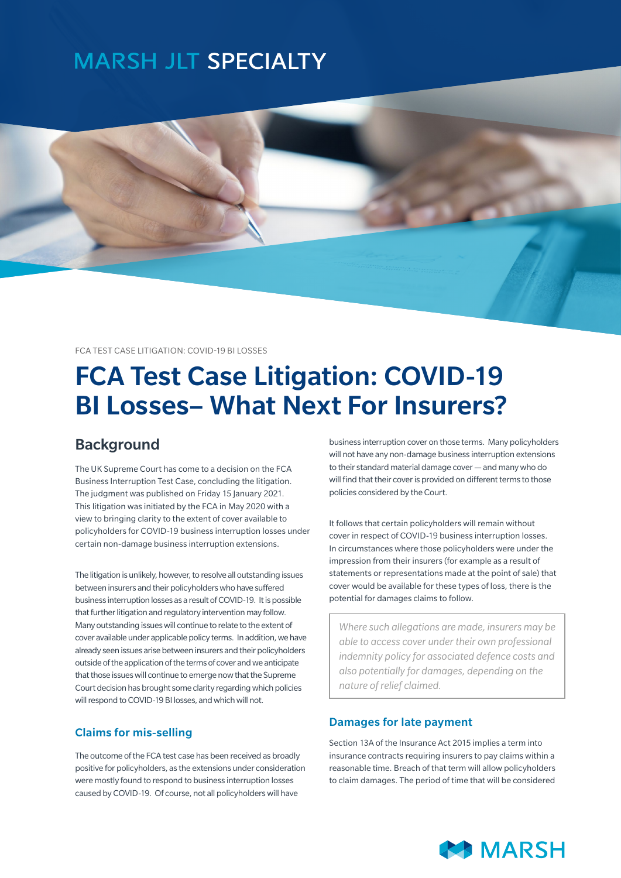MARSH JLT SPECIALTY

FCA TEST CASE LITIGATION: COVID-19 BI LOSSES

# FCA Test Case Litigation: COVID-19 BI Losses– What Next For Insurers?

## Background

The UK Supreme Court has come to a decision on the FCA Business Interruption Test Case, concluding the litigation. The judgment was published on Friday 15 January 2021. This litigation was initiated by the FCA in May 2020 with a view to bringing clarity to the extent of cover available to policyholders for COVID-19 business interruption losses under certain non-damage business interruption extensions.

The litigation is unlikely, however, to resolve all outstanding issues between insurers and their policyholders who have suffered business interruption losses as a result of COVID-19. It is possible that further litigation and regulatory intervention may follow. Many outstanding issues will continue to relate to the extent of cover available under applicable policy terms. In addition, we have already seen issues arise between insurers and their policyholders outside of the application of the terms of cover and we anticipate that those issues will continue to emerge now that the Supreme Court decision has brought some clarity regarding which policies will respond to COVID-19 BI losses, and which will not.

### Claims for mis-selling

The outcome of the FCA test case has been received as broadly positive for policyholders, as the extensions under consideration were mostly found to respond to business interruption losses caused by COVID-19. Of course, not all policyholders will have business interruption cover on those terms. Many policyholders will not have any non-damage business interruption extensions to their standard material damage cover — and many who do will find that their cover is provided on different terms to those policies considered by the Court.

It follows that certain policyholders will remain without cover in respect of COVID-19 business interruption losses. In circumstances where those policyholders were under the impression from their insurers (for example as a result of statements or representations made at the point of sale) that cover would be available for these types of loss, there is the potential for damages claims to follow.

> *Where such allegations are made, insurers may be able to access cover under their own professional indemnity policy for associated defence costs and also potentially for damages, depending on the nature of relief claimed.*

### Damages for late payment

Section 13A of the Insurance Act 2015 implies a term into insurance contracts requiring insurers to pay claims within a reasonable time. Breach of that term will allow policyholders to claim damages. The period of time that will be considered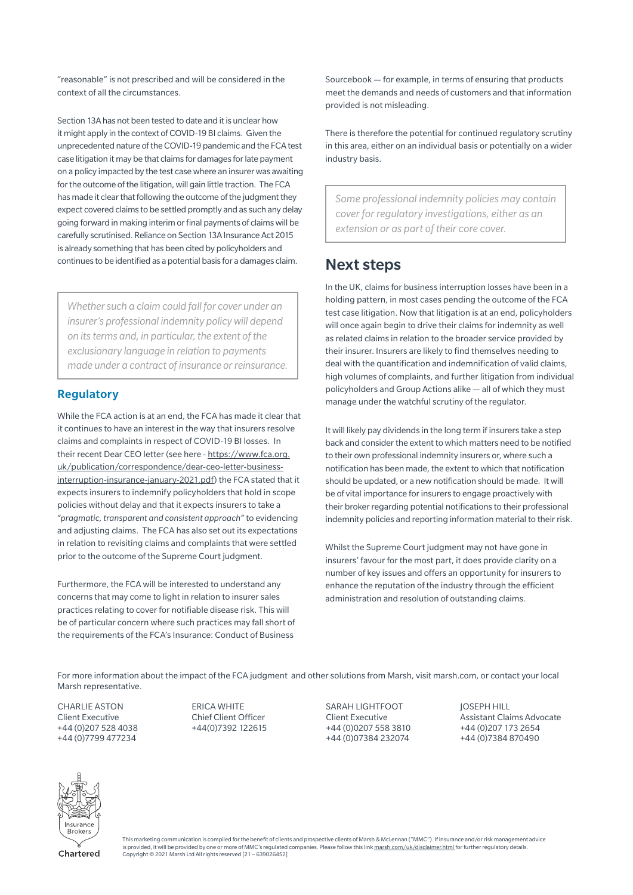"reasonable" is not prescribed and will be considered in the context of all the circumstances.

Section 13A has not been tested to date and it is unclear how it might apply in the context of COVID-19 BI claims. Given the unprecedented nature of the COVID-19 pandemic and the FCA test case litigation it may be that claims for damages for late payment on a policy impacted by the test case where an insurer was awaiting for the outcome of the litigation, will gain little traction. The FCA has made it clear that following the outcome of the judgment they expect covered claims to be settled promptly and as such any delay going forward in making interim or final payments of claims will be carefully scrutinised. Reliance on Section 13A Insurance Act 2015 is already something that has been cited by policyholders and continues to be identified as a potential basis for a damages claim.

> *Whether such a claim could fall for cover under an insurer's professional indemnity policy will depend on its terms and, in particular, the extent of the exclusionary language in relation to payments made under a contract of insurance or reinsurance.*

### Regulatory

While the FCA action is at an end, the FCA has made it clear that it continues to have an interest in the way that insurers resolve claims and complaints in respect of COVID-19 BI losses. In their recent Dear CEO letter (see here - https://www.fca.org.uk/publication/correspondence/dear-ceo-letter-business-interruption-insurance-january-2021.pdf) the FCA stated that it expects insurers to indemnify policyholders that hold in scope policies without delay and that it expects insurers to take a *"pragmatic, transparent and consistent approach"* to evidencing and adjusting claims. The FCA has also set out its expectations in relation to revisiting claims and complaints that were settled prior to the outcome of the Supreme Court judgment.

Furthermore, the FCA will be interested to understand any concerns that may come to light in relation to insurer sales practices relating to cover for notifiable disease risk. This will be of particular concern where such practices may fall short of the requirements of the FCA's Insurance: Conduct of Business Sourcebook — for example, in terms of ensuring that products meet the demands and needs of customers and that information provided is not misleading.

There is therefore the potential for continued regulatory scrutiny in this area, either on an individual basis or potentially on a wider industry basis.

> *Some professional indemnity policies may contain cover for regulatory investigations, either as an extension or as part of their core cover.*

## Next steps

In the UK, claims for business interruption losses have been in a holding pattern, in most cases pending the outcome of the FCA test case litigation. Now that litigation is at an end, policyholders will once again begin to drive their claims for indemnity as well as related claims in relation to the broader service provided by their insurer. Insurers are likely to find themselves needing to deal with the quantification and indemnification of valid claims, high volumes of complaints, and further litigation from individual policyholders and Group Actions alike — all of which they must manage under the watchful scrutiny of the regulator.

It will likely pay dividends in the long term if insurers take a step back and consider the extent to which matters need to be notified to their own professional indemnity insurers or, where such a notification has been made, the extent to which that notification should be updated, or a new notification should be made. It will be of vital importance for insurers to engage proactively with their broker regarding potential notifications to their professional indemnity policies and reporting information material to their risk.

Whilst the Supreme Court judgment may not have gone in insurers' favour for the most part, it does provide clarity on a number of key issues and offers an opportunity for insurers to enhance the reputation of the industry through the efficient administration and resolution of outstanding claims.

For more information about the impact of the FCA judgment and other solutions from Marsh, visit marsh.com, or contact your local Marsh representative.

CHARLIE ASTON
Client Executive
+44 (0)207 528 4038
+44 (0)7799 477234

ERICA WHITE
Chief Client Officer
+44(0)7392 122615

SARAH LIGHTFOOT
Client Executive
+44 (0)0207 558 3810
+44 (0)07384 232074

JOSEPH HILL
Assistant Claims Advocate
+44 (0)207 173 2654
+44 (0)7384 870490

Insurance Brokers
Chartered

This marketing communication is compiled for the benefit of clients and prospective clients of Marsh & McLennan ("MMC"). If insurance and/or risk management advice is provided, it will be provided by one or more of MMC's regulated companies. Please follow this link marsh.com/uk/disclaimer.html for further regulatory details.
Copyright © 2021 Marsh Ltd All rights reserved [21 – 639026452]